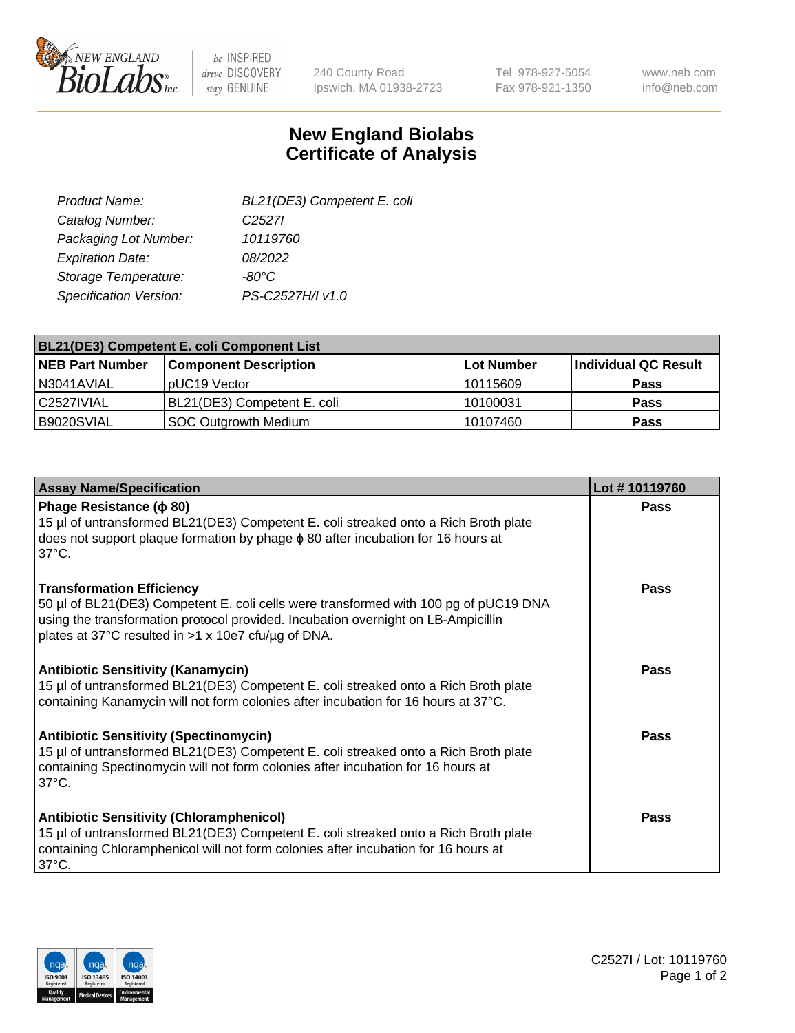240 County Road
Ipswich, MA 01938-2723

Tel 978-927-5054
Fax 978-921-1350

www.neb.com
info@neb.com

# New England Biolabs
# Certificate of Analysis

| | |
|---|---|
| *Product Name:* | *BL21(DE3) Competent E. coli* |
| *Catalog Number:* | *C2527I* |
| *Packaging Lot Number:* | *10119760* |
| *Expiration Date:* | *08/2022* |
| *Storage Temperature:* | *-80°C* |
| *Specification Version:* | *PS-C2527H/I v1.0* |

| **BL21(DE3) Competent E. coli Component List** | | | |
|---|---|---|---|
| **NEB Part Number** | **Component Description** | **Lot Number** | **Individual QC Result** |
| N3041AVIAL | pUC19 Vector | 10115609 | **Pass** |
| C2527IVIAL | BL21(DE3) Competent E. coli | 10100031 | **Pass** |
| B9020SVIAL | SOC Outgrowth Medium | 10107460 | **Pass** |

| **Assay Name/Specification** | **Lot # 10119760** |
|---|---|
| **Phage Resistance (ϕ 80)**<br>15 µl of untransformed BL21(DE3) Competent E. coli streaked onto a Rich Broth plate does not support plaque formation by phage ϕ 80 after incubation for 16 hours at 37°C. | **Pass** |
| **Transformation Efficiency**<br>50 µl of BL21(DE3) Competent E. coli cells were transformed with 100 pg of pUC19 DNA using the transformation protocol provided. Incubation overnight on LB-Ampicillin plates at 37°C resulted in >1 x 10e7 cfu/µg of DNA. | **Pass** |
| **Antibiotic Sensitivity (Kanamycin)**<br>15 µl of untransformed BL21(DE3) Competent E. coli streaked onto a Rich Broth plate containing Kanamycin will not form colonies after incubation for 16 hours at 37°C. | **Pass** |
| **Antibiotic Sensitivity (Spectinomycin)**<br>15 µl of untransformed BL21(DE3) Competent E. coli streaked onto a Rich Broth plate containing Spectinomycin will not form colonies after incubation for 16 hours at 37°C. | **Pass** |
| **Antibiotic Sensitivity (Chloramphenicol)**<br>15 µl of untransformed BL21(DE3) Competent E. coli streaked onto a Rich Broth plate containing Chloramphenicol will not form colonies after incubation for 16 hours at 37°C. | **Pass** |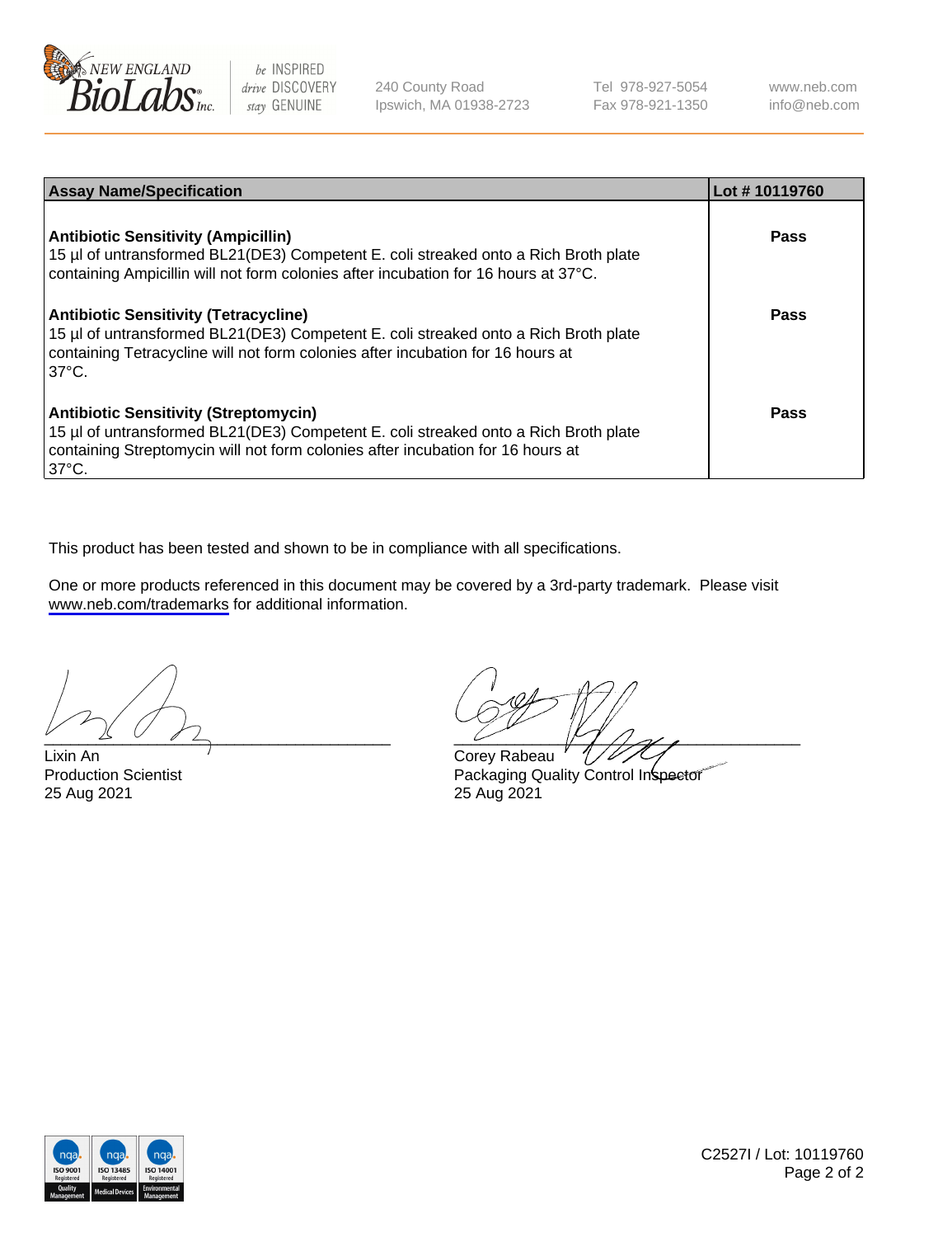| Assay Name/Specification | Lot # 10119760 |
|---|---|
| **Antibiotic Sensitivity (Ampicillin)**<br>15 µl of untransformed BL21(DE3) Competent E. coli streaked onto a Rich Broth plate containing Ampicillin will not form colonies after incubation for 16 hours at 37°C. | **Pass** |
| **Antibiotic Sensitivity (Tetracycline)**<br>15 µl of untransformed BL21(DE3) Competent E. coli streaked onto a Rich Broth plate containing Tetracycline will not form colonies after incubation for 16 hours at 37°C. | **Pass** |
| **Antibiotic Sensitivity (Streptomycin)**<br>15 µl of untransformed BL21(DE3) Competent E. coli streaked onto a Rich Broth plate containing Streptomycin will not form colonies after incubation for 16 hours at 37°C. | **Pass** |

This product has been tested and shown to be in compliance with all specifications.

One or more products referenced in this document may be covered by a 3rd-party trademark. Please visit www.neb.com/trademarks for additional information.

Lixin An
Production Scientist
25 Aug 2021

Corey Rabeau
Packaging Quality Control Inspector
25 Aug 2021

C2527I / Lot: 10119760